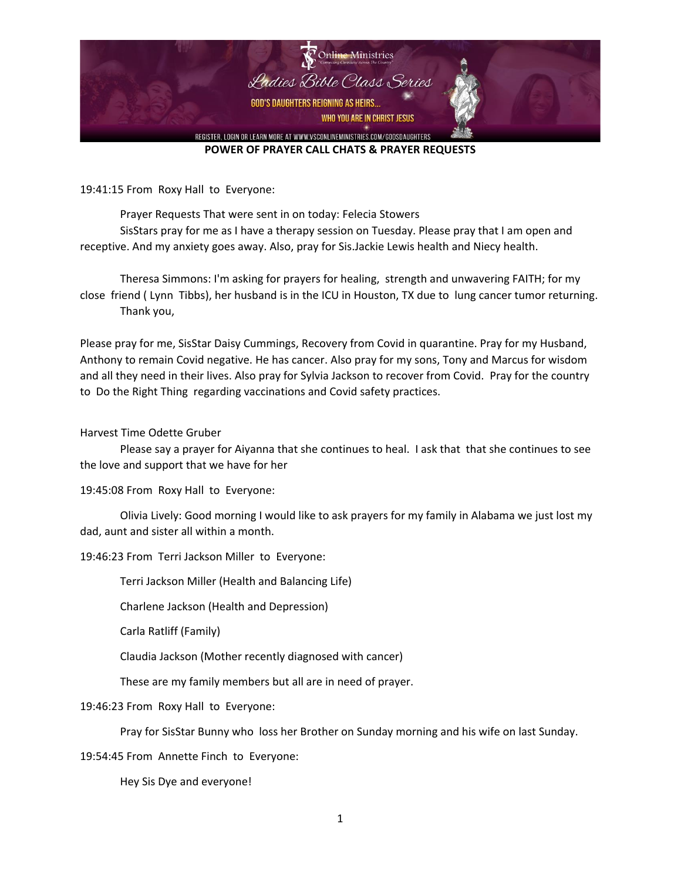Online Ministries

*Ladies Bible Class Series*

GOD'S DAUGHTERS REIGNING AS HEIRS...

WHO YOU ARE IN CHRIST JESUS

REGISTER, LOGIN OR LEARN MORE AT WWW.VSCONLINEMINISTRIES.COM/GODSDAUGHTERS

**POWER OF PRAYER CALL CHATS & PRAYER REQUESTS**

19:41:15 From Roxy Hall to Everyone:

Prayer Requests That were sent in on today: Felecia Stowers

SisStars pray for me as I have a therapy session on Tuesday. Please pray that I am open and receptive. And my anxiety goes away. Also, pray for Sis.Jackie Lewis health and Niecy health.

Theresa Simmons: I'm asking for prayers for healing, strength and unwavering FAITH; for my close friend ( Lynn Tibbs), her husband is in the ICU in Houston, TX due to lung cancer tumor returning.

Thank you,

Please pray for me, SisStar Daisy Cummings, Recovery from Covid in quarantine. Pray for my Husband, Anthony to remain Covid negative. He has cancer. Also pray for my sons, Tony and Marcus for wisdom and all they need in their lives. Also pray for Sylvia Jackson to recover from Covid. Pray for the country to Do the Right Thing regarding vaccinations and Covid safety practices.

Harvest Time Odette Gruber

Please say a prayer for Aiyanna that she continues to heal. I ask that that she continues to see the love and support that we have for her

19:45:08 From Roxy Hall to Everyone:

Olivia Lively: Good morning I would like to ask prayers for my family in Alabama we just lost my dad, aunt and sister all within a month.

19:46:23 From Terri Jackson Miller to Everyone:

Terri Jackson Miller (Health and Balancing Life)

Charlene Jackson (Health and Depression)

Carla Ratliff (Family)

Claudia Jackson (Mother recently diagnosed with cancer)

These are my family members but all are in need of prayer.

19:46:23 From Roxy Hall to Everyone:

Pray for SisStar Bunny who loss her Brother on Sunday morning and his wife on last Sunday.

19:54:45 From Annette Finch to Everyone:

Hey Sis Dye and everyone!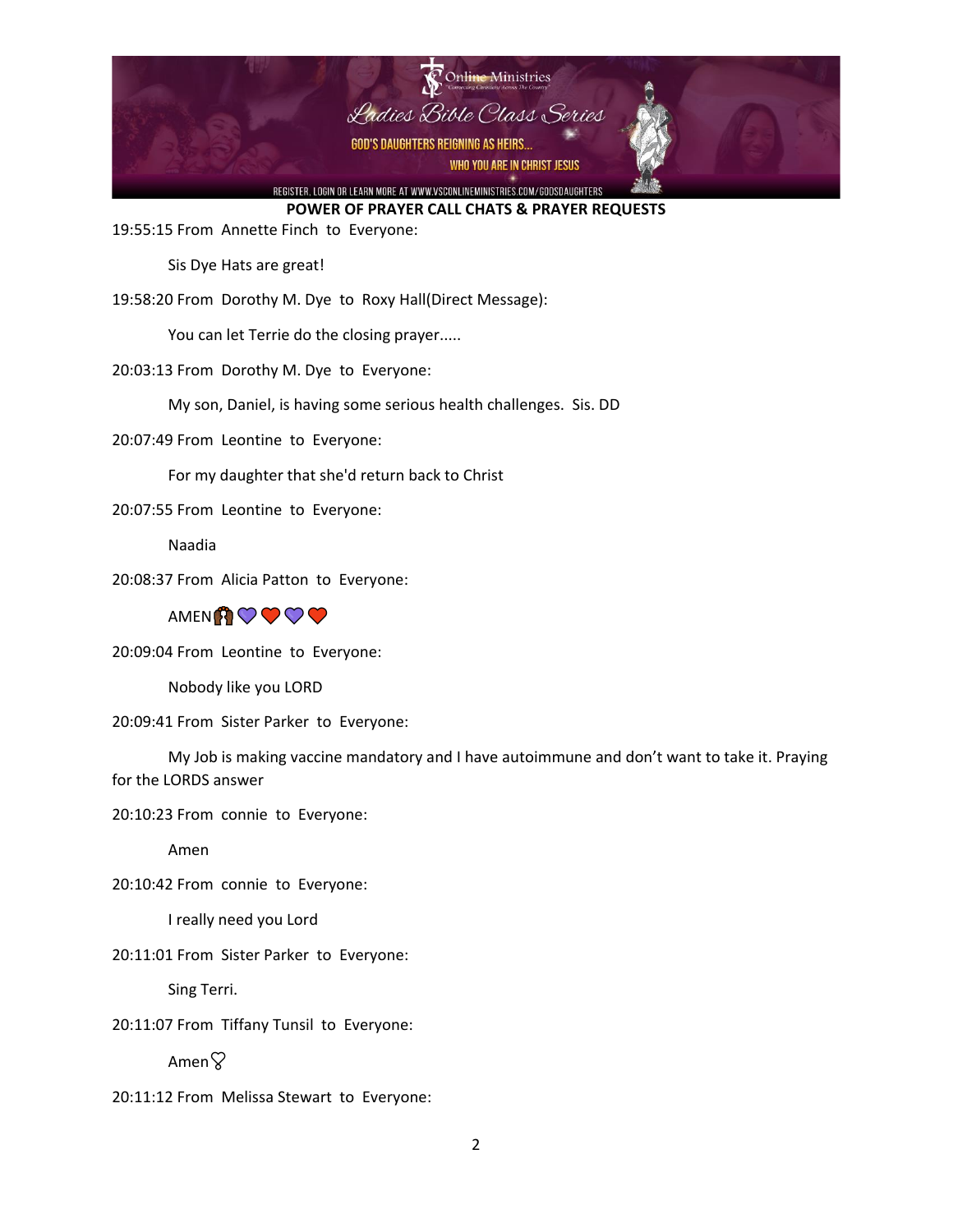**POWER OF PRAYER CALL CHATS & PRAYER REQUESTS**

19:55:15 From Annette Finch to Everyone:

Sis Dye Hats are great!

19:58:20 From Dorothy M. Dye to Roxy Hall(Direct Message):

You can let Terrie do the closing prayer.....

20:03:13 From Dorothy M. Dye to Everyone:

My son, Daniel, is having some serious health challenges. Sis. DD

20:07:49 From Leontine to Everyone:

For my daughter that she'd return back to Christ

20:07:55 From Leontine to Everyone:

Naadia

20:08:37 From Alicia Patton to Everyone:

AMEN🙏💜❤️💜❤️

20:09:04 From Leontine to Everyone:

Nobody like you LORD

20:09:41 From Sister Parker to Everyone:

My Job is making vaccine mandatory and I have autoimmune and don't want to take it. Praying for the LORDS answer

20:10:23 From connie to Everyone:

Amen

20:10:42 From connie to Everyone:

I really need you Lord

20:11:01 From Sister Parker to Everyone:

Sing Terri.

20:11:07 From Tiffany Tunsil to Everyone:

Amen♡

20:11:12 From Melissa Stewart to Everyone: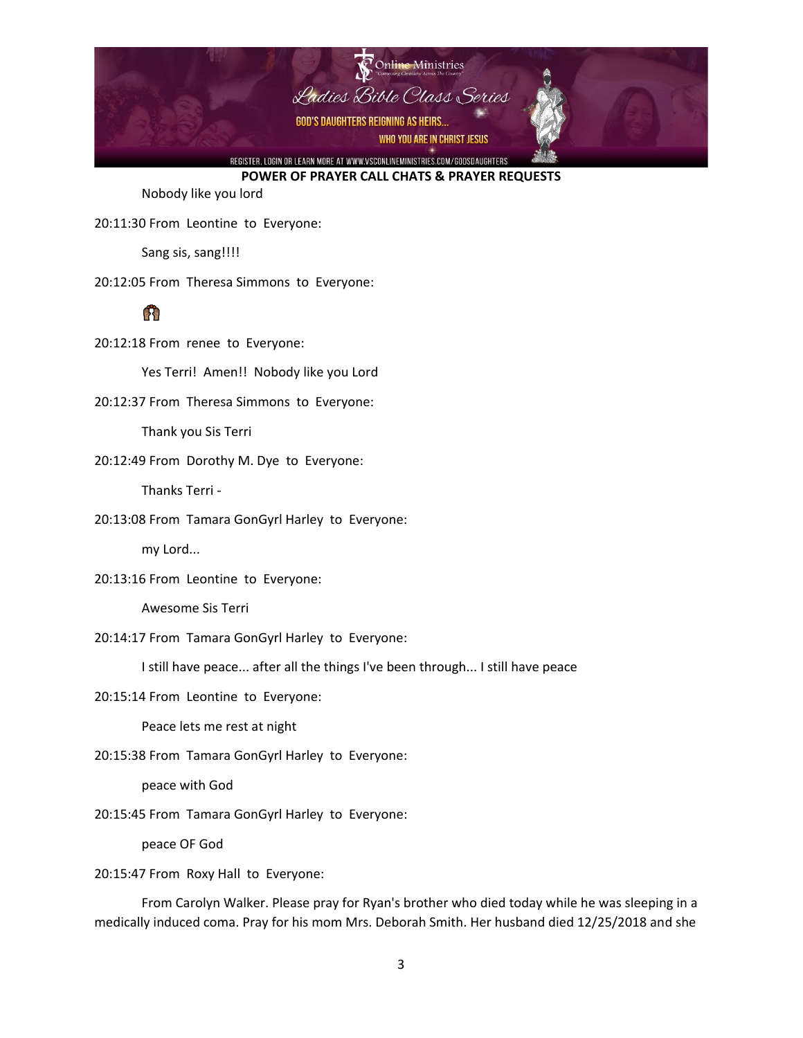**POWER OF PRAYER CALL CHATS & PRAYER REQUESTS**

Nobody like you lord

20:11:30 From Leontine to Everyone:

Sang sis, sang!!!!

20:12:05 From Theresa Simmons to Everyone:

🙌🏾

20:12:18 From renee to Everyone:

Yes Terri! Amen!! Nobody like you Lord

20:12:37 From Theresa Simmons to Everyone:

Thank you Sis Terri

20:12:49 From Dorothy M. Dye to Everyone:

Thanks Terri -

20:13:08 From Tamara GonGyrl Harley to Everyone:

my Lord...

20:13:16 From Leontine to Everyone:

Awesome Sis Terri

20:14:17 From Tamara GonGyrl Harley to Everyone:

I still have peace... after all the things I've been through... I still have peace

20:15:14 From Leontine to Everyone:

Peace lets me rest at night

20:15:38 From Tamara GonGyrl Harley to Everyone:

peace with God

20:15:45 From Tamara GonGyrl Harley to Everyone:

peace OF God

20:15:47 From Roxy Hall to Everyone:

From Carolyn Walker. Please pray for Ryan's brother who died today while he was sleeping in a medically induced coma. Pray for his mom Mrs. Deborah Smith. Her husband died 12/25/2018 and she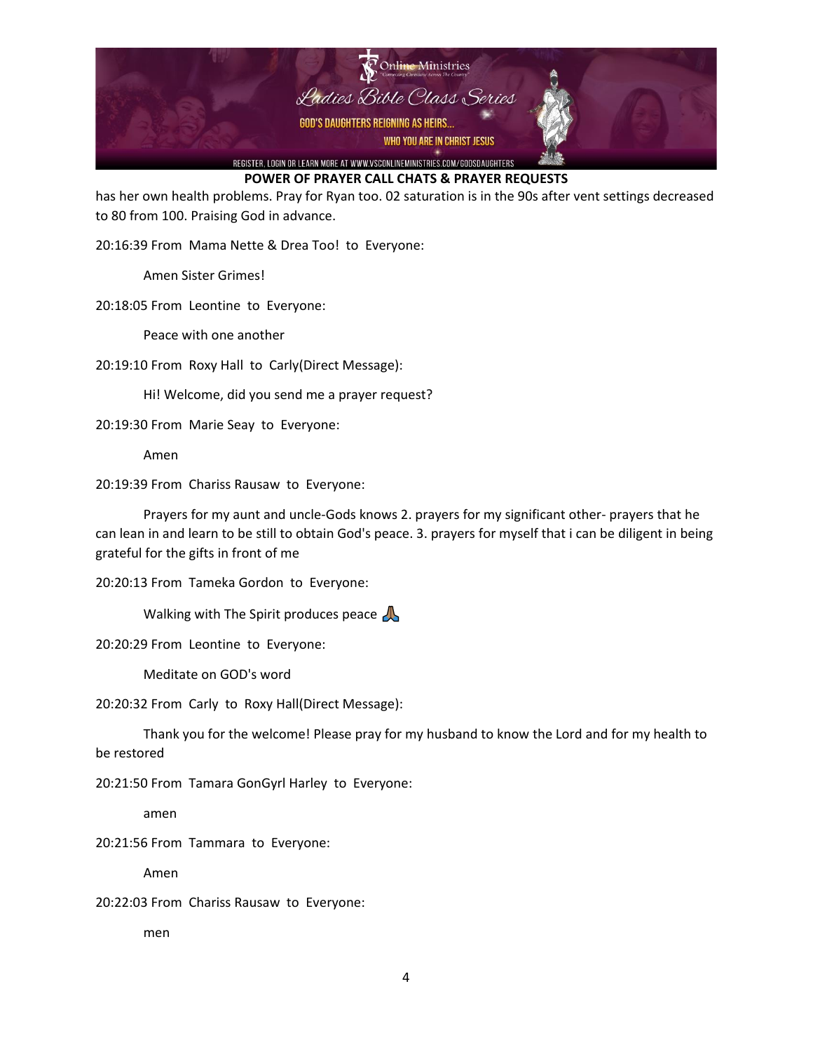**POWER OF PRAYER CALL CHATS & PRAYER REQUESTS**

has her own health problems. Pray for Ryan too. 02 saturation is in the 90s after vent settings decreased to 80 from 100. Praising God in advance.

20:16:39 From Mama Nette & Drea Too! to Everyone:

Amen Sister Grimes!

20:18:05 From Leontine to Everyone:

Peace with one another

20:19:10 From Roxy Hall to Carly(Direct Message):

Hi! Welcome, did you send me a prayer request?

20:19:30 From Marie Seay to Everyone:

Amen

20:19:39 From Chariss Rausaw to Everyone:

Prayers for my aunt and uncle-Gods knows 2. prayers for my significant other- prayers that he can lean in and learn to be still to obtain God's peace. 3. prayers for myself that i can be diligent in being grateful for the gifts in front of me

20:20:13 From Tameka Gordon to Everyone:

Walking with The Spirit produces peace 🙏🏽

20:20:29 From Leontine to Everyone:

Meditate on GOD's word

20:20:32 From Carly to Roxy Hall(Direct Message):

Thank you for the welcome! Please pray for my husband to know the Lord and for my health to be restored

20:21:50 From Tamara GonGyrl Harley to Everyone:

amen

20:21:56 From Tammara to Everyone:

Amen

20:22:03 From Chariss Rausaw to Everyone:

men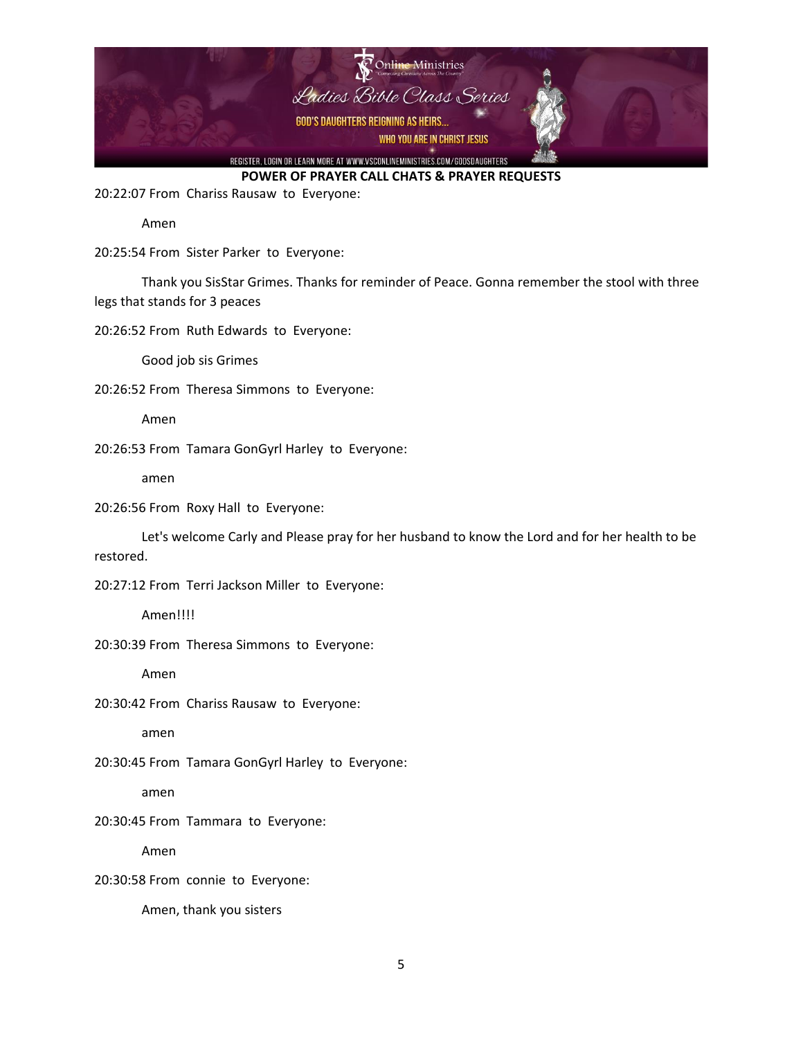**POWER OF PRAYER CALL CHATS & PRAYER REQUESTS**

20:22:07 From Chariss Rausaw to Everyone:

Amen

20:25:54 From Sister Parker to Everyone:

Thank you SisStar Grimes. Thanks for reminder of Peace. Gonna remember the stool with three legs that stands for 3 peaces

20:26:52 From Ruth Edwards to Everyone:

Good job sis Grimes

20:26:52 From Theresa Simmons to Everyone:

Amen

20:26:53 From Tamara GonGyrl Harley to Everyone:

amen

20:26:56 From Roxy Hall to Everyone:

Let's welcome Carly and Please pray for her husband to know the Lord and for her health to be restored.

20:27:12 From Terri Jackson Miller to Everyone:

Amen!!!!

20:30:39 From Theresa Simmons to Everyone:

Amen

20:30:42 From Chariss Rausaw to Everyone:

amen

20:30:45 From Tamara GonGyrl Harley to Everyone:

amen

20:30:45 From Tammara to Everyone:

Amen

20:30:58 From connie to Everyone:

Amen, thank you sisters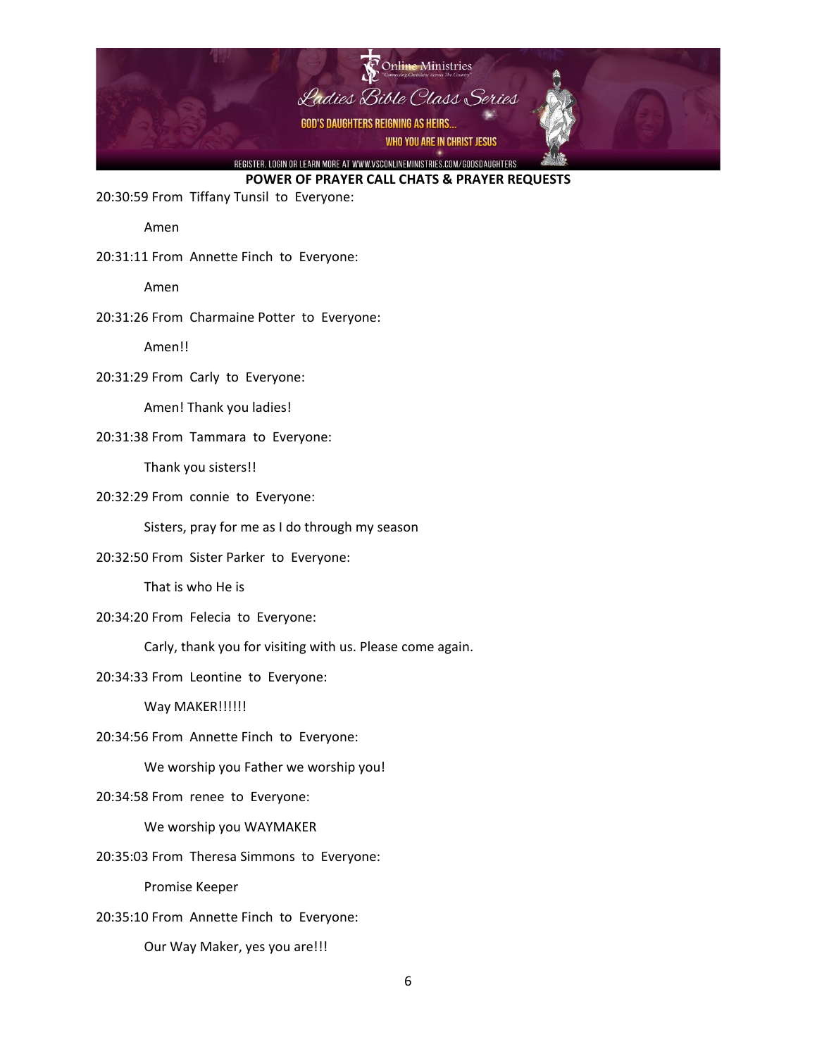**POWER OF PRAYER CALL CHATS & PRAYER REQUESTS**

20:30:59 From Tiffany Tunsil to Everyone:

Amen

20:31:11 From Annette Finch to Everyone:

Amen

20:31:26 From Charmaine Potter to Everyone:

Amen!!

20:31:29 From Carly to Everyone:

Amen! Thank you ladies!

20:31:38 From Tammara to Everyone:

Thank you sisters!!

20:32:29 From connie to Everyone:

Sisters, pray for me as I do through my season

20:32:50 From Sister Parker to Everyone:

That is who He is

20:34:20 From Felecia to Everyone:

Carly, thank you for visiting with us. Please come again.

20:34:33 From Leontine to Everyone:

Way MAKER!!!!!!

20:34:56 From Annette Finch to Everyone:

We worship you Father we worship you!

20:34:58 From renee to Everyone:

We worship you WAYMAKER

20:35:03 From Theresa Simmons to Everyone:

Promise Keeper

20:35:10 From Annette Finch to Everyone:

Our Way Maker, yes you are!!!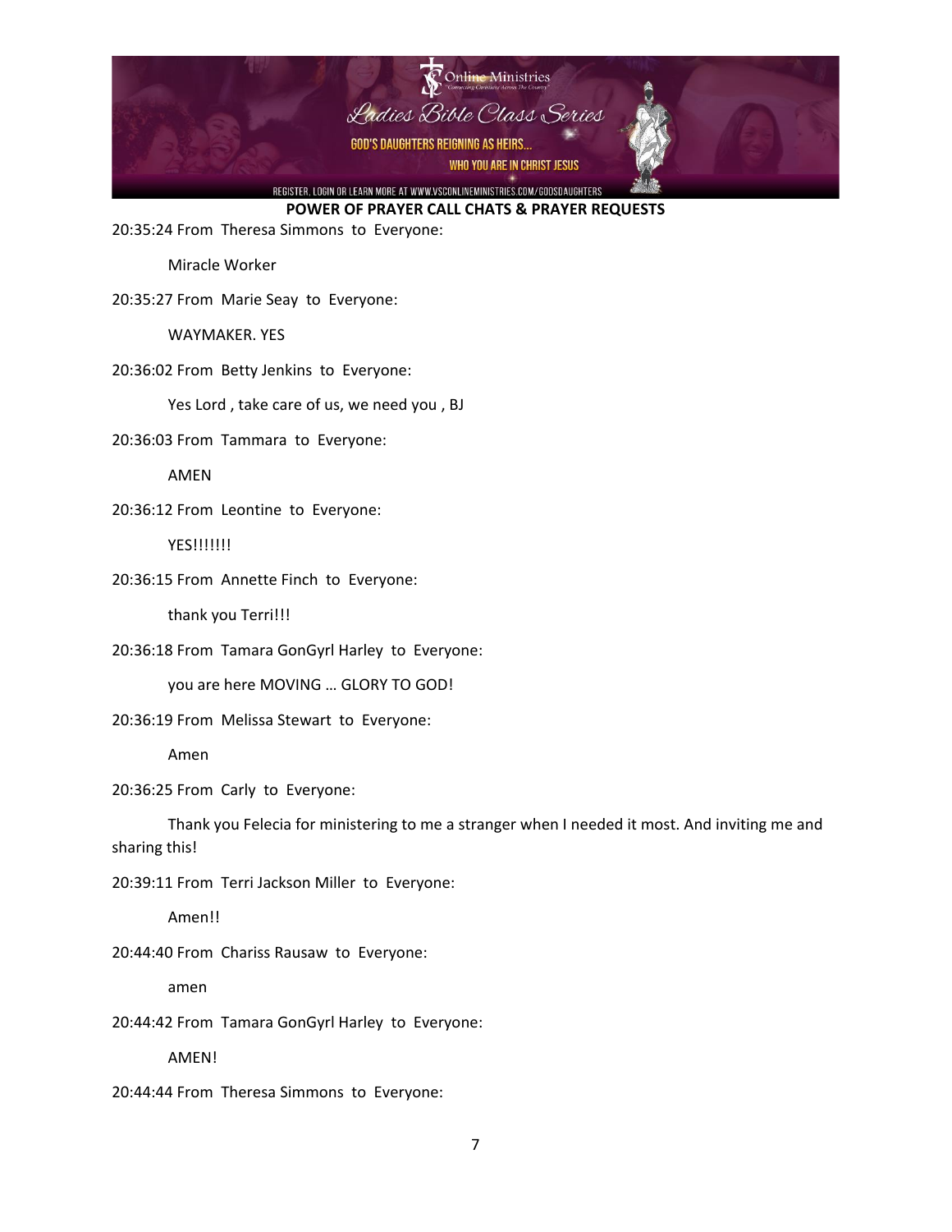**POWER OF PRAYER CALL CHATS & PRAYER REQUESTS**

20:35:24 From Theresa Simmons to Everyone:

Miracle Worker

20:35:27 From Marie Seay to Everyone:

WAYMAKER. YES

20:36:02 From Betty Jenkins to Everyone:

Yes Lord , take care of us, we need you , BJ

20:36:03 From Tammara to Everyone:

AMEN

20:36:12 From Leontine to Everyone:

YES!!!!!!!

20:36:15 From Annette Finch to Everyone:

thank you Terri!!!

20:36:18 From Tamara GonGyrl Harley to Everyone:

you are here MOVING … GLORY TO GOD!

20:36:19 From Melissa Stewart to Everyone:

Amen

20:36:25 From Carly to Everyone:

Thank you Felecia for ministering to me a stranger when I needed it most. And inviting me and sharing this!

20:39:11 From Terri Jackson Miller to Everyone:

Amen!!

20:44:40 From Chariss Rausaw to Everyone:

amen

20:44:42 From Tamara GonGyrl Harley to Everyone:

AMEN!

20:44:44 From Theresa Simmons to Everyone: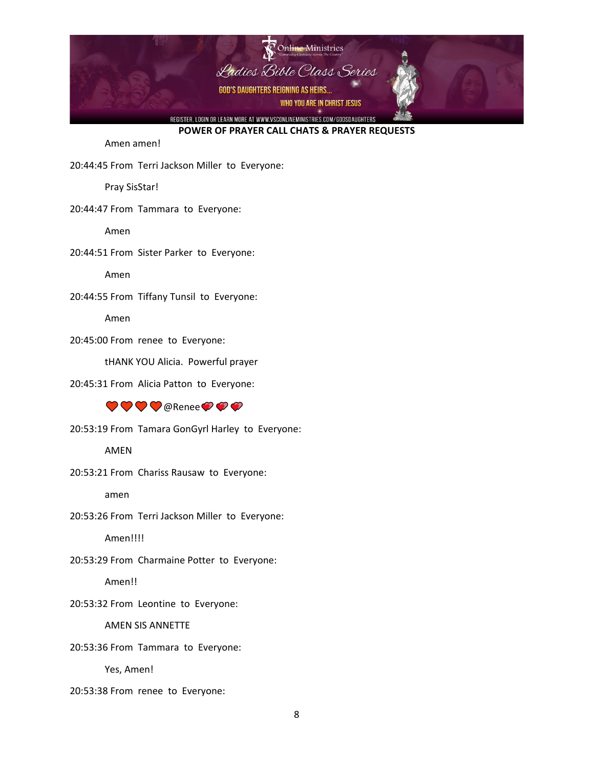**POWER OF PRAYER CALL CHATS & PRAYER REQUESTS**

Amen amen!

20:44:45 From Terri Jackson Miller to Everyone:

Pray SisStar!

20:44:47 From Tammara to Everyone:

Amen

20:44:51 From Sister Parker to Everyone:

Amen

20:44:55 From Tiffany Tunsil to Everyone:

Amen

20:45:00 From renee to Everyone:

tHANK YOU Alicia. Powerful prayer

20:45:31 From Alicia Patton to Everyone:

❤️❤️❤️❤️@Renee💝💝💝

20:53:19 From Tamara GonGyrl Harley to Everyone:

AMEN

20:53:21 From Chariss Rausaw to Everyone:

amen

20:53:26 From Terri Jackson Miller to Everyone:

Amen!!!!

20:53:29 From Charmaine Potter to Everyone:

Amen!!

20:53:32 From Leontine to Everyone:

AMEN SIS ANNETTE

20:53:36 From Tammara to Everyone:

Yes, Amen!

20:53:38 From renee to Everyone: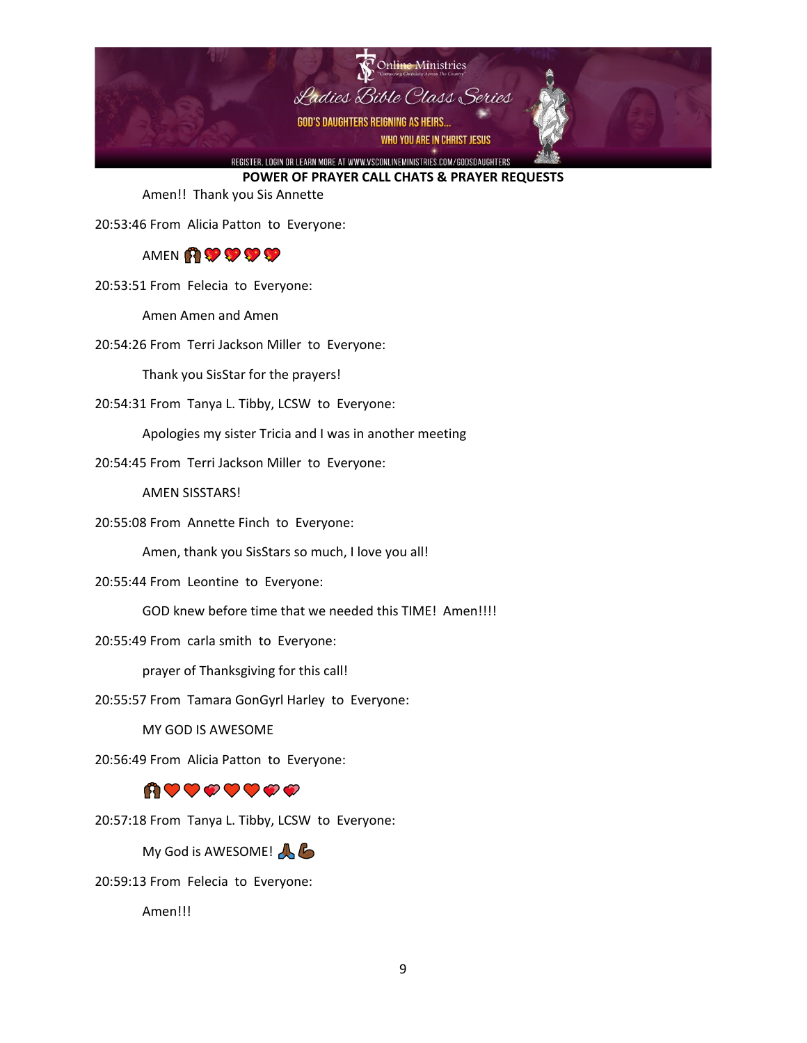**POWER OF PRAYER CALL CHATS & PRAYER REQUESTS**

Amen!! Thank you Sis Annette

20:53:46 From Alicia Patton to Everyone:

AMEN 🙌🏾💖💖💖💖

20:53:51 From Felecia to Everyone:

Amen Amen and Amen

20:54:26 From Terri Jackson Miller to Everyone:

Thank you SisStar for the prayers!

20:54:31 From Tanya L. Tibby, LCSW to Everyone:

Apologies my sister Tricia and I was in another meeting

20:54:45 From Terri Jackson Miller to Everyone:

AMEN SISSTARS!

20:55:08 From Annette Finch to Everyone:

Amen, thank you SisStars so much, I love you all!

20:55:44 From Leontine to Everyone:

GOD knew before time that we needed this TIME! Amen!!!!

20:55:49 From carla smith to Everyone:

prayer of Thanksgiving for this call!

20:55:57 From Tamara GonGyrl Harley to Everyone:

MY GOD IS AWESOME

20:56:49 From Alicia Patton to Everyone:

🙌🏾❤️❤️💞❤️❤️💞💞

20:57:18 From Tanya L. Tibby, LCSW to Everyone:

My God is AWESOME! 🙏🏾💪🏾

20:59:13 From Felecia to Everyone:

Amen!!!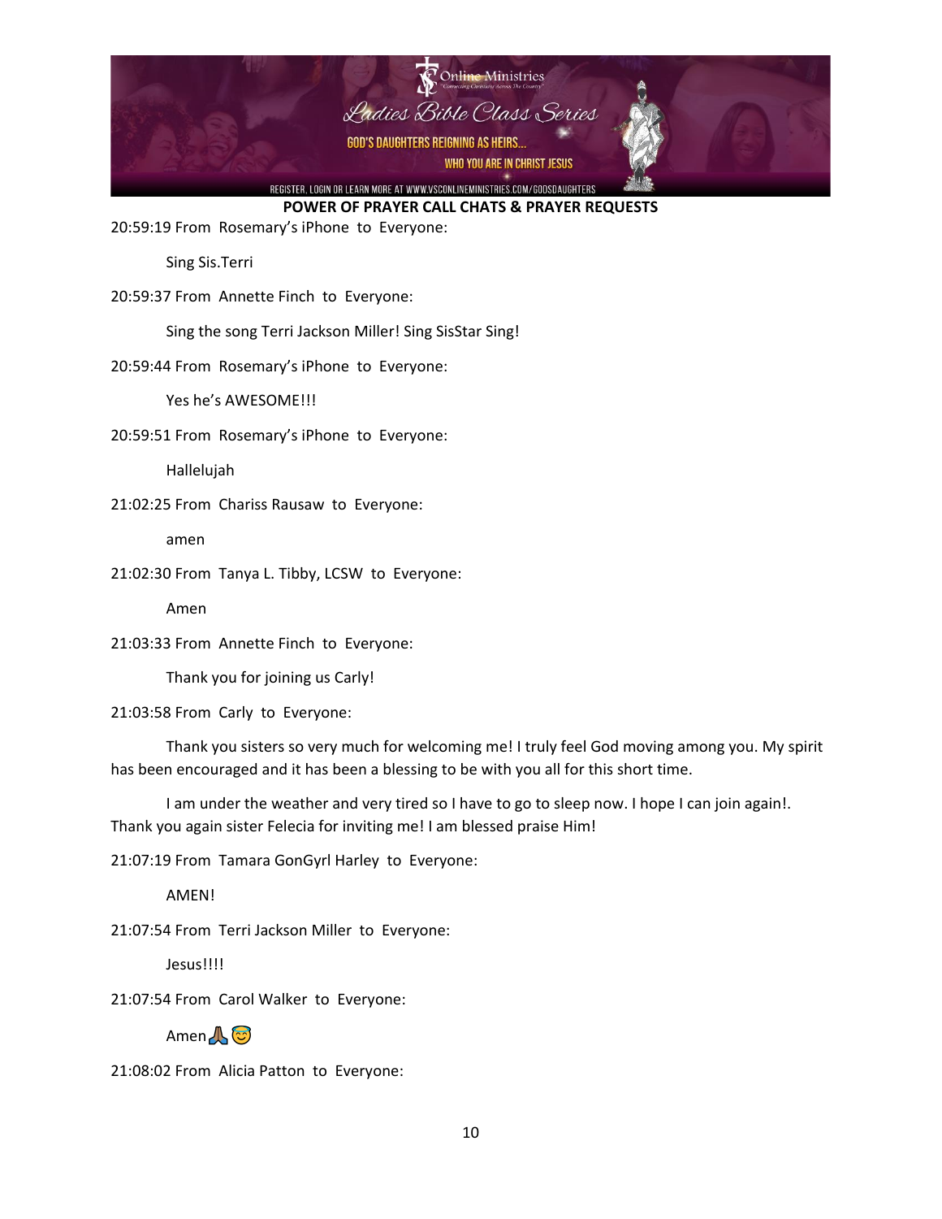**POWER OF PRAYER CALL CHATS & PRAYER REQUESTS**

20:59:19 From Rosemary's iPhone to Everyone:

Sing Sis.Terri

20:59:37 From Annette Finch to Everyone:

Sing the song Terri Jackson Miller! Sing SisStar Sing!

20:59:44 From Rosemary's iPhone to Everyone:

Yes he's AWESOME!!!

20:59:51 From Rosemary's iPhone to Everyone:

Hallelujah

21:02:25 From Chariss Rausaw to Everyone:

amen

21:02:30 From Tanya L. Tibby, LCSW to Everyone:

Amen

21:03:33 From Annette Finch to Everyone:

Thank you for joining us Carly!

21:03:58 From Carly to Everyone:

Thank you sisters so very much for welcoming me! I truly feel God moving among you. My spirit has been encouraged and it has been a blessing to be with you all for this short time.

I am under the weather and very tired so I have to go to sleep now. I hope I can join again!. Thank you again sister Felecia for inviting me! I am blessed praise Him!

21:07:19 From Tamara GonGyrl Harley to Everyone:

AMEN!

21:07:54 From Terri Jackson Miller to Everyone:

Jesus!!!!

21:07:54 From Carol Walker to Everyone:

Amen🙏😇

21:08:02 From Alicia Patton to Everyone: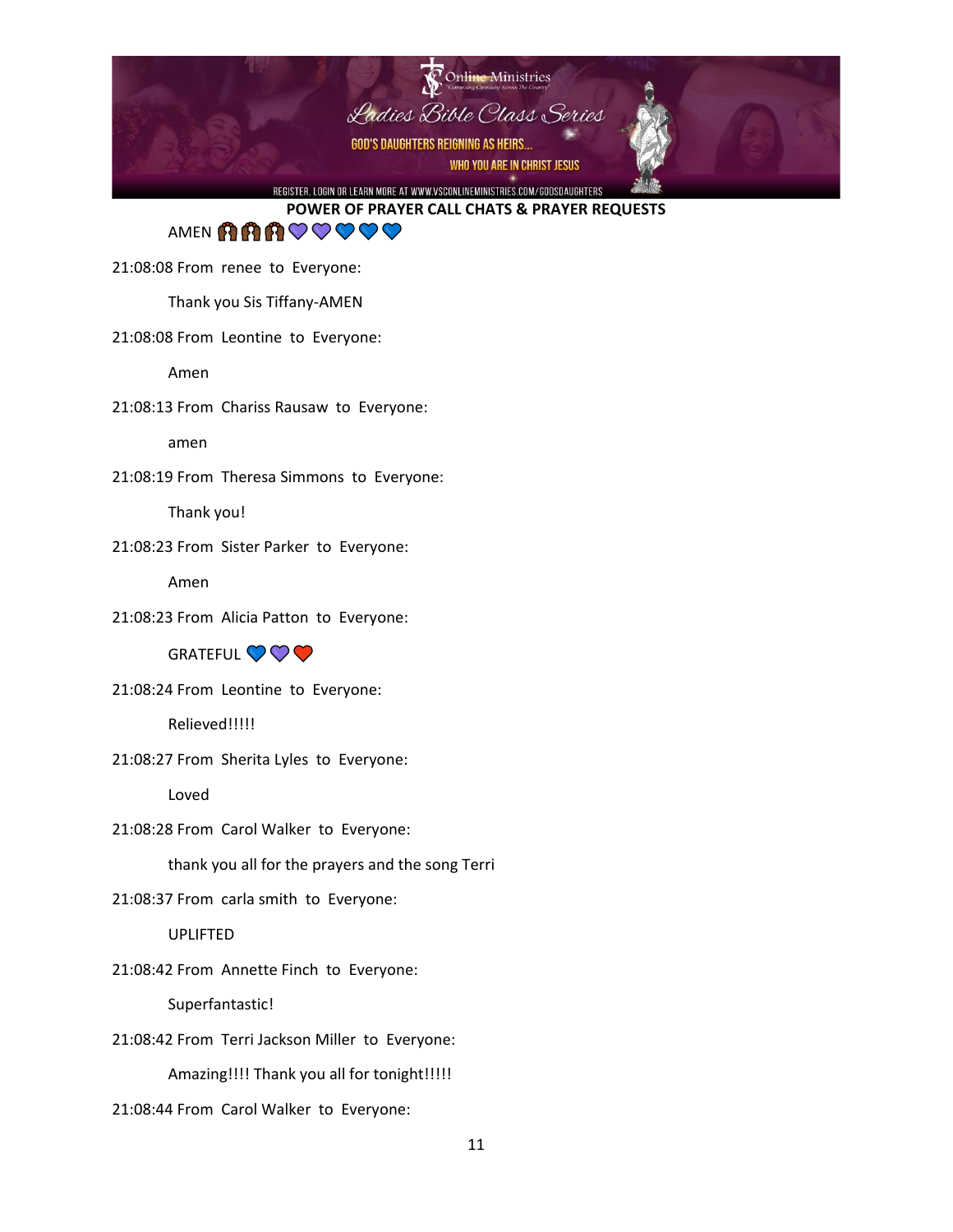**POWER OF PRAYER CALL CHATS & PRAYER REQUESTS**

AMEN 🙌🏾🙌🏾🙌🏾💜💜💙💙💙

21:08:08 From renee to Everyone:

Thank you Sis Tiffany-AMEN

21:08:08 From Leontine to Everyone:

Amen

21:08:13 From Chariss Rausaw to Everyone:

amen

21:08:19 From Theresa Simmons to Everyone:

Thank you!

21:08:23 From Sister Parker to Everyone:

Amen

21:08:23 From Alicia Patton to Everyone:

GRATEFUL 💙💜❤️

21:08:24 From Leontine to Everyone:

Relieved!!!!!

21:08:27 From Sherita Lyles to Everyone:

Loved

21:08:28 From Carol Walker to Everyone:

thank you all for the prayers and the song Terri

21:08:37 From carla smith to Everyone:

UPLIFTED

21:08:42 From Annette Finch to Everyone:

Superfantastic!

21:08:42 From Terri Jackson Miller to Everyone:

Amazing!!!! Thank you all for tonight!!!!!

21:08:44 From Carol Walker to Everyone: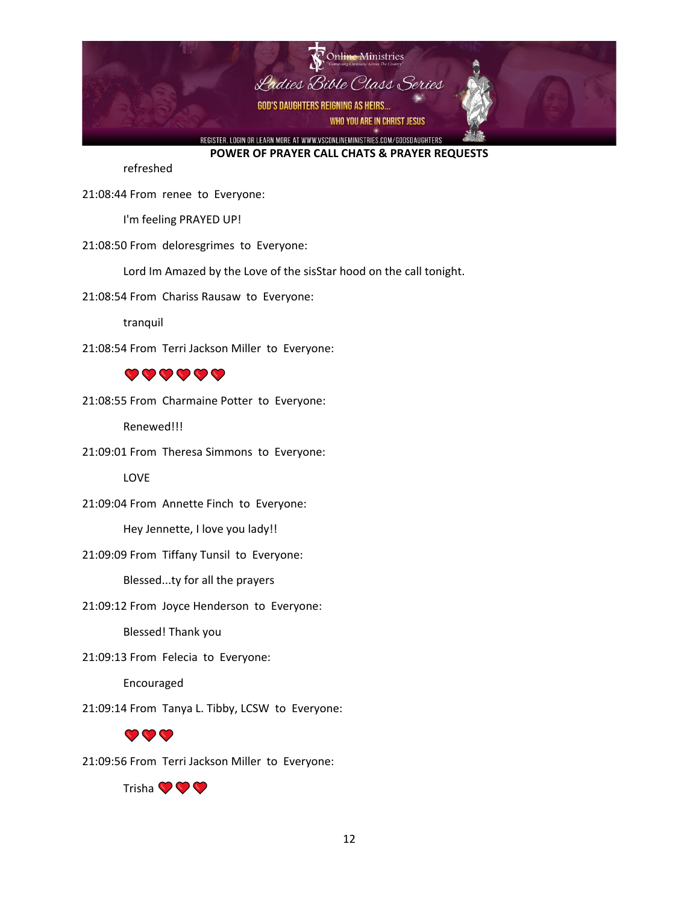**POWER OF PRAYER CALL CHATS & PRAYER REQUESTS**

refreshed

21:08:44 From renee to Everyone:

I'm feeling PRAYED UP!

21:08:50 From deloresgrimes to Everyone:

Lord Im Amazed by the Love of the sisStar hood on the call tonight.

21:08:54 From Chariss Rausaw to Everyone:

tranquil

21:08:54 From Terri Jackson Miller to Everyone:

❤️❤️❤️❤️❤️❤️

21:08:55 From Charmaine Potter to Everyone:

Renewed!!!

21:09:01 From Theresa Simmons to Everyone:

LOVE

21:09:04 From Annette Finch to Everyone:

Hey Jennette, I love you lady!!

21:09:09 From Tiffany Tunsil to Everyone:

Blessed...ty for all the prayers

21:09:12 From Joyce Henderson to Everyone:

Blessed! Thank you

21:09:13 From Felecia to Everyone:

Encouraged

21:09:14 From Tanya L. Tibby, LCSW to Everyone:

❤️❤️❤️

21:09:56 From Terri Jackson Miller to Everyone:

Trisha ❤️❤️❤️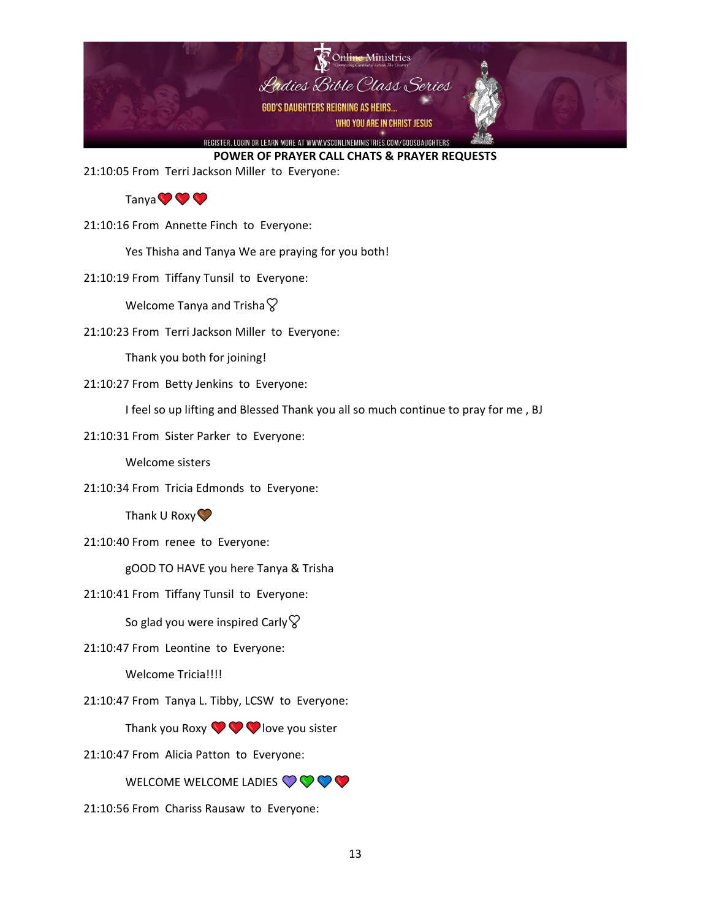**POWER OF PRAYER CALL CHATS & PRAYER REQUESTS**

21:10:05 From Terri Jackson Miller to Everyone:

Tanya ❤️ ❤️ ❤️

21:10:16 From Annette Finch to Everyone:

Yes Thisha and Tanya We are praying for you both!

21:10:19 From Tiffany Tunsil to Everyone:

Welcome Tanya and Trisha 🎗

21:10:23 From Terri Jackson Miller to Everyone:

Thank you both for joining!

21:10:27 From Betty Jenkins to Everyone:

I feel so up lifting and Blessed Thank you all so much continue to pray for me , BJ

21:10:31 From Sister Parker to Everyone:

Welcome sisters

21:10:34 From Tricia Edmonds to Everyone:

Thank U Roxy 🤎

21:10:40 From renee to Everyone:

gOOD TO HAVE you here Tanya & Trisha

21:10:41 From Tiffany Tunsil to Everyone:

So glad you were inspired Carly 🎗

21:10:47 From Leontine to Everyone:

Welcome Tricia!!!!

21:10:47 From Tanya L. Tibby, LCSW to Everyone:

Thank you Roxy ❤️ ❤️ ❤️ love you sister

21:10:47 From Alicia Patton to Everyone:

WELCOME WELCOME LADIES 💜 💚 💙 ❤️

21:10:56 From Chariss Rausaw to Everyone: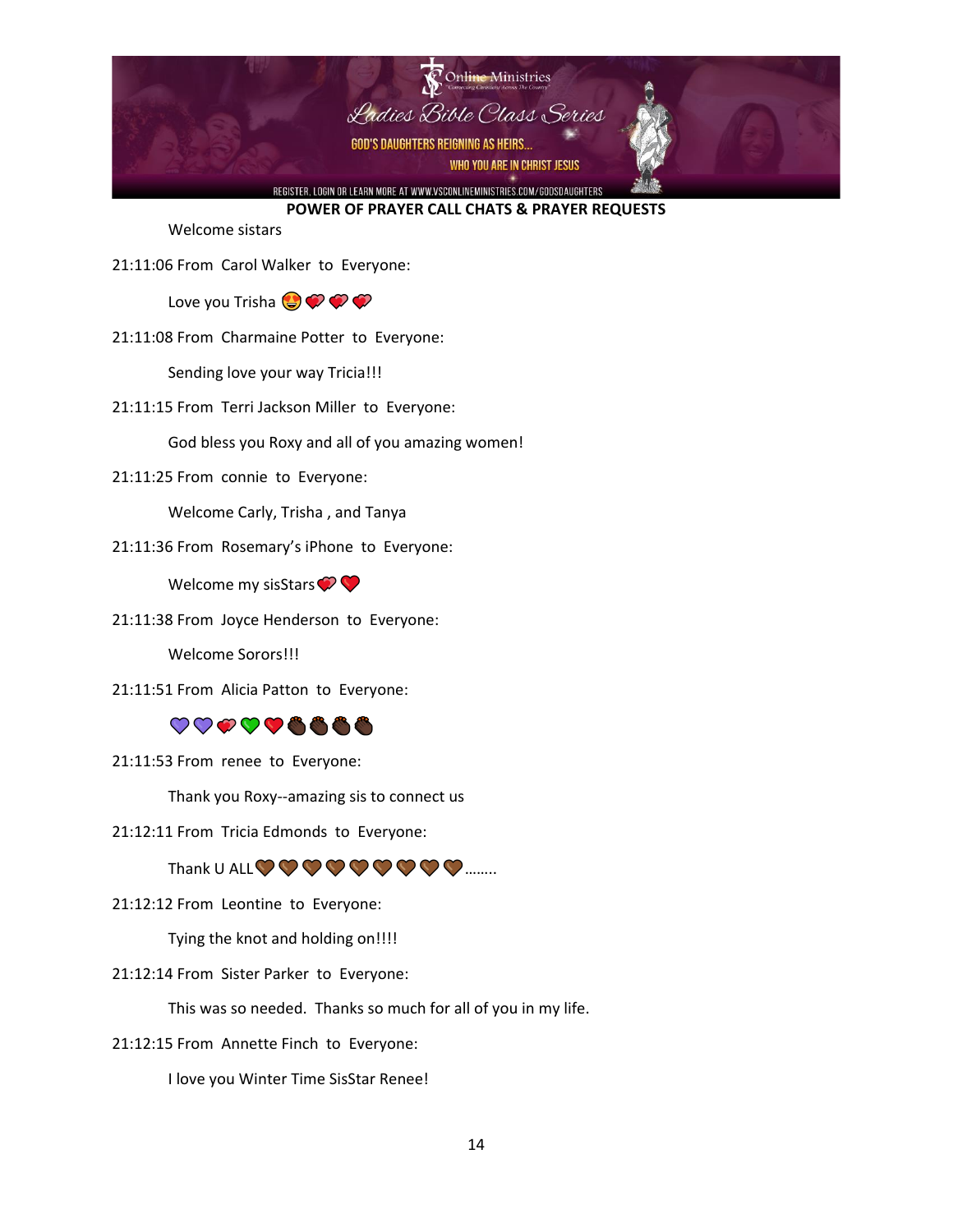**POWER OF PRAYER CALL CHATS & PRAYER REQUESTS**

Welcome sistars

21:11:06 From Carol Walker to Everyone:

Love you Trisha 😍💞💞💞

21:11:08 From Charmaine Potter to Everyone:

Sending love your way Tricia!!!

21:11:15 From Terri Jackson Miller to Everyone:

God bless you Roxy and all of you amazing women!

21:11:25 From connie to Everyone:

Welcome Carly, Trisha , and Tanya

21:11:36 From Rosemary's iPhone to Everyone:

Welcome my sisStars💞❤️

21:11:38 From Joyce Henderson to Everyone:

Welcome Sorors!!!

21:11:51 From Alicia Patton to Everyone:

💜💜💞💚❤️✊🏿✊🏿✊🏿✊🏿

21:11:53 From renee to Everyone:

Thank you Roxy--amazing sis to connect us

21:12:11 From Tricia Edmonds to Everyone:

Thank U ALL🤎🤎🤎🤎🤎🤎🤎🤎🤎........

21:12:12 From Leontine to Everyone:

Tying the knot and holding on!!!!

21:12:14 From Sister Parker to Everyone:

This was so needed. Thanks so much for all of you in my life.

21:12:15 From Annette Finch to Everyone:

I love you Winter Time SisStar Renee!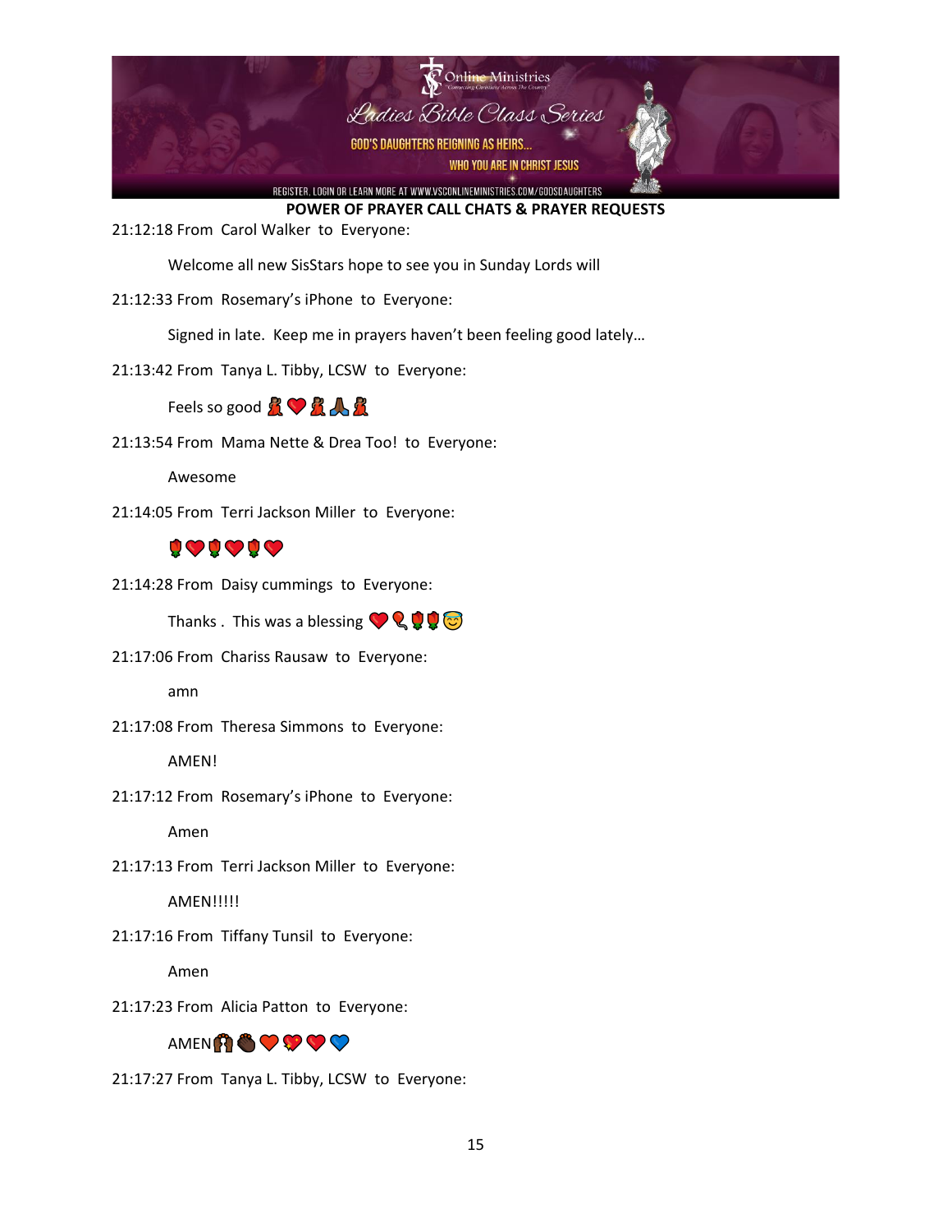**POWER OF PRAYER CALL CHATS & PRAYER REQUESTS**

21:12:18 From Carol Walker to Everyone:

Welcome all new SisStars hope to see you in Sunday Lords will

21:12:33 From Rosemary's iPhone to Everyone:

Signed in late. Keep me in prayers haven't been feeling good lately…

21:13:42 From Tanya L. Tibby, LCSW to Everyone:

Feels so good 💃🏾❤️💃🏾🙏🏾💃🏾

21:13:54 From Mama Nette & Drea Too! to Everyone:

Awesome

21:14:05 From Terri Jackson Miller to Everyone:

🌹❤️🌹❤️🌹❤️

21:14:28 From Daisy cummings to Everyone:

Thanks . This was a blessing ❤️🎈🌹🌹😇

21:17:06 From Chariss Rausaw to Everyone:

amn

21:17:08 From Theresa Simmons to Everyone:

AMEN!

21:17:12 From Rosemary's iPhone to Everyone:

Amen

21:17:13 From Terri Jackson Miller to Everyone:

AMEN!!!!!

21:17:16 From Tiffany Tunsil to Everyone:

Amen

21:17:23 From Alicia Patton to Everyone:

AMEN🙌🏾👏🏾🧡💖❤️💙

21:17:27 From Tanya L. Tibby, LCSW to Everyone: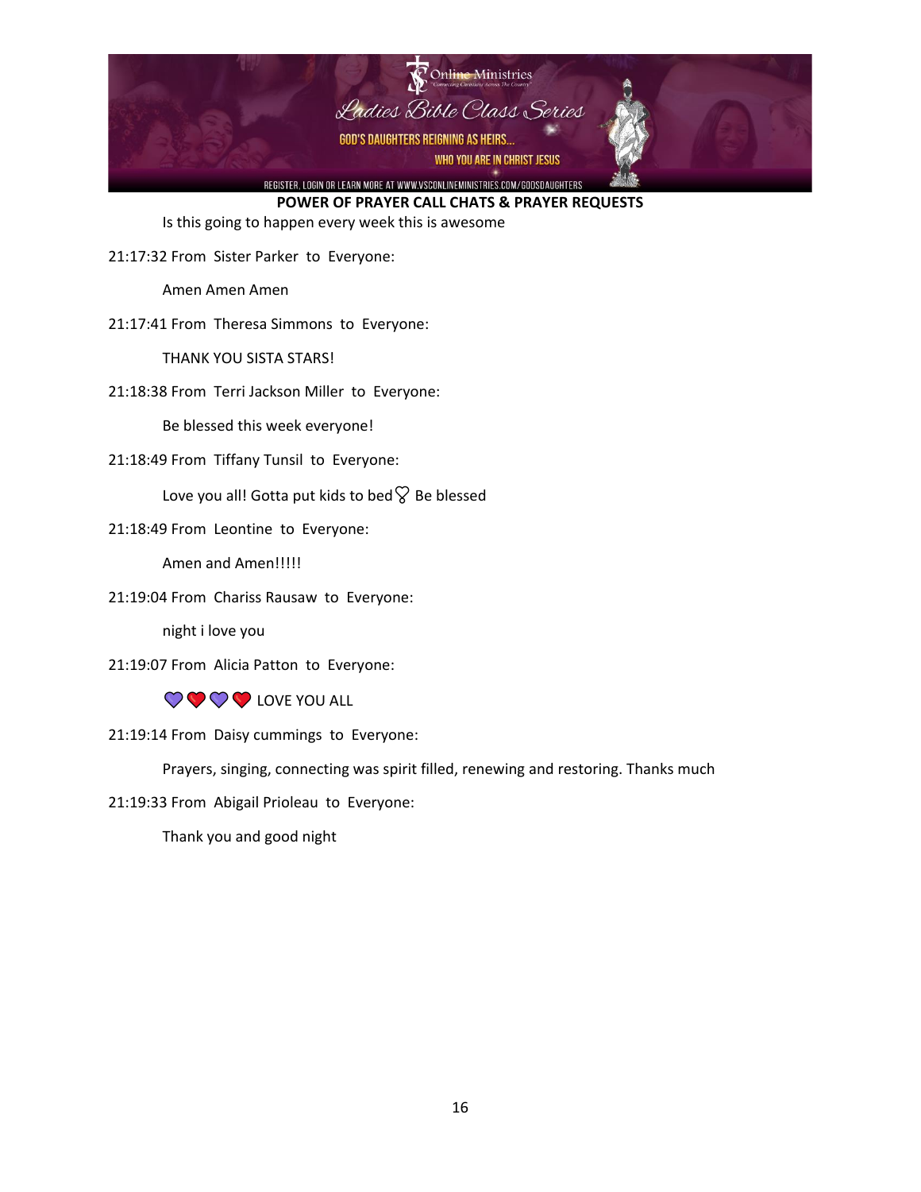**POWER OF PRAYER CALL CHATS & PRAYER REQUESTS**

Is this going to happen every week this is awesome

21:17:32 From Sister Parker to Everyone:

Amen Amen Amen

21:17:41 From Theresa Simmons to Everyone:

THANK YOU SISTA STARS!

21:18:38 From Terri Jackson Miller to Everyone:

Be blessed this week everyone!

21:18:49 From Tiffany Tunsil to Everyone:

Love you all! Gotta put kids to bed 💟 Be blessed

21:18:49 From Leontine to Everyone:

Amen and Amen!!!!!

21:19:04 From Chariss Rausaw to Everyone:

night i love you

21:19:07 From Alicia Patton to Everyone:

💜❤️💜❤️ LOVE YOU ALL

21:19:14 From Daisy cummings to Everyone:

Prayers, singing, connecting was spirit filled, renewing and restoring. Thanks much

21:19:33 From Abigail Prioleau to Everyone:

Thank you and good night